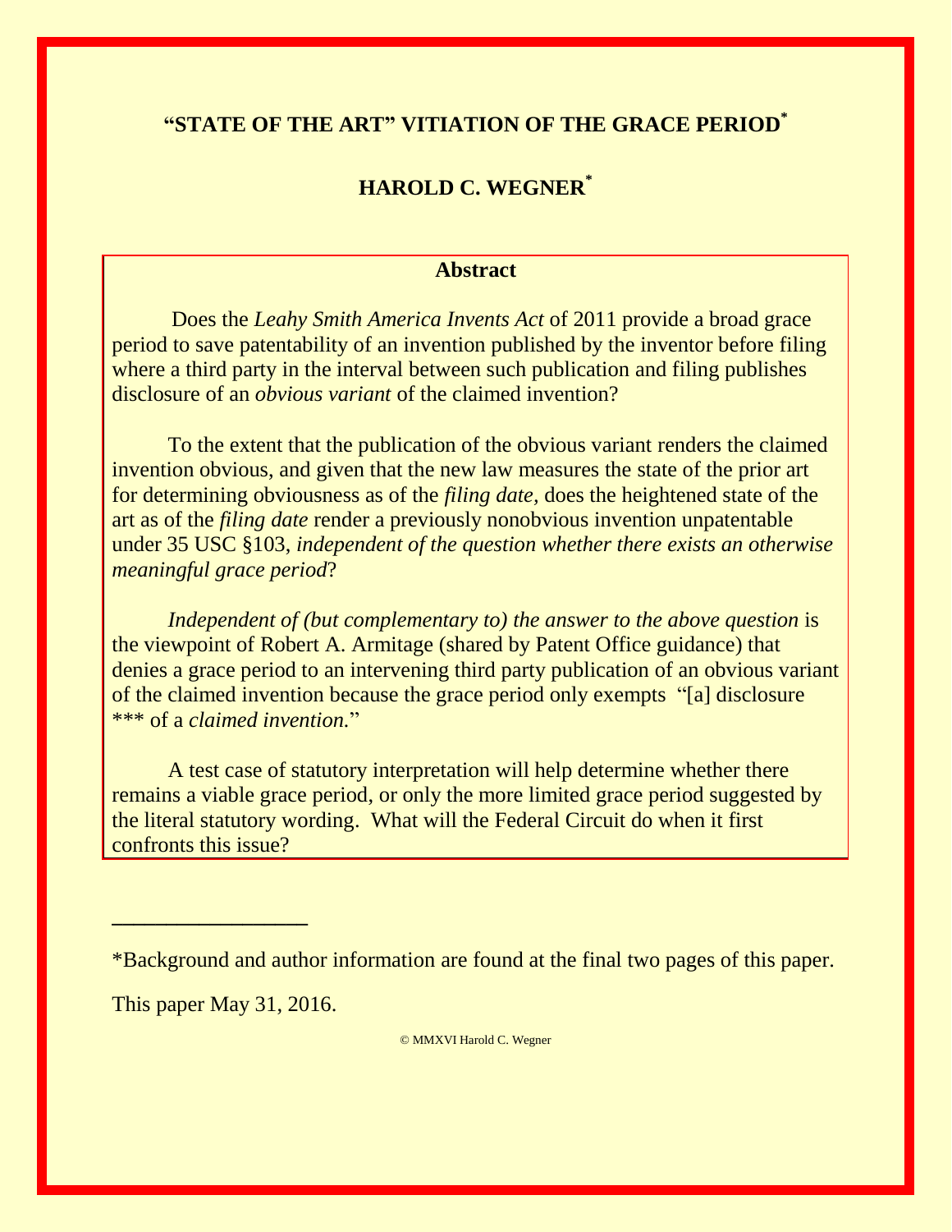# "STATE OF THE ART" VITIATION OF THE GRACE PERIOD*

## HAROLD C. WEGNER*

### Abstract

Does the *Leahy Smith America Invents Act* of 2011 provide a broad grace period to save patentability of an invention published by the inventor before filing where a third party in the interval between such publication and filing publishes disclosure of an *obvious variant* of the claimed invention?

To the extent that the publication of the obvious variant renders the claimed invention obvious, and given that the new law measures the state of the prior art for determining obviousness as of the *filing date*, does the heightened state of the art as of the *filing date* render a previously nonobvious invention unpatentable under 35 USC §103, *independent of the question whether there exists an otherwise meaningful grace period*?

*Independent of (but complementary to) the answer to the above question* is the viewpoint of Robert A. Armitage (shared by Patent Office guidance) that denies a grace period to an intervening third party publication of an obvious variant of the claimed invention because the grace period only exempts "[a] disclosure *** of a *claimed invention*."

A test case of statutory interpretation will help determine whether there remains a viable grace period, or only the more limited grace period suggested by the literal statutory wording. What will the Federal Circuit do when it first confronts this issue?

---

*Background and author information are found at the final two pages of this paper.

This paper May 31, 2016.

© MMXVI Harold C. Wegner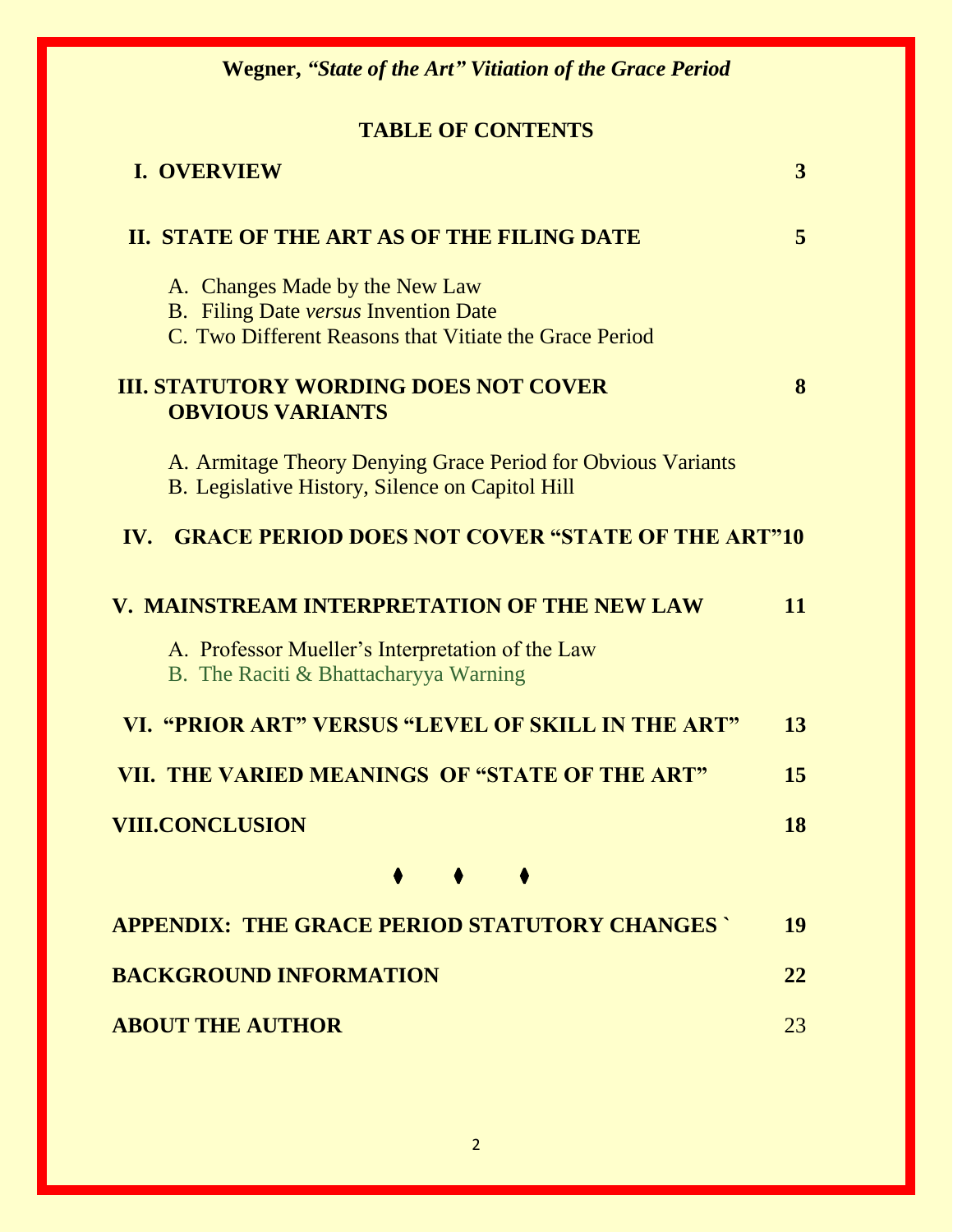## TABLE OF CONTENTS

| | |
|---|---|
| **I. OVERVIEW** | **3** |
| **II. STATE OF THE ART AS OF THE FILING DATE** | **5** |
| A. Changes Made by the New Law | |
| B. Filing Date *versus* Invention Date | |
| C. Two Different Reasons that Vitiate the Grace Period | |
| **III. STATUTORY WORDING DOES NOT COVER OBVIOUS VARIANTS** | **8** |
| A. Armitage Theory Denying Grace Period for Obvious Variants | |
| B. Legislative History, Silence on Capitol Hill | |
| **IV. GRACE PERIOD DOES NOT COVER "STATE OF THE ART"** | **10** |
| **V. MAINSTREAM INTERPRETATION OF THE NEW LAW** | **11** |
| A. Professor Mueller's Interpretation of the Law | |
| B. The Raciti & Bhattacharyya Warning | |
| **VI. "PRIOR ART" VERSUS "LEVEL OF SKILL IN THE ART"** | **13** |
| **VII. THE VARIED MEANINGS OF "STATE OF THE ART"** | **15** |
| **VIII. CONCLUSION** | **18** |

⧫ ⧫ ⧫

| | |
|---|---|
| **APPENDIX: THE GRACE PERIOD STATUTORY CHANGES** | **19** |
| **BACKGROUND INFORMATION** | **22** |
| **ABOUT THE AUTHOR** | 23 |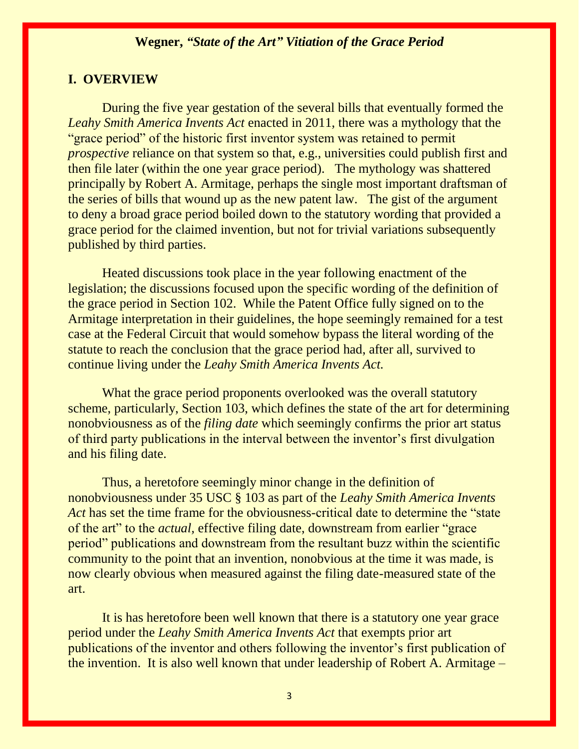## I. OVERVIEW

During the five year gestation of the several bills that eventually formed the *Leahy Smith America Invents Act* enacted in 2011, there was a mythology that the "grace period" of the historic first inventor system was retained to permit *prospective* reliance on that system so that, e.g., universities could publish first and then file later (within the one year grace period). The mythology was shattered principally by Robert A. Armitage, perhaps the single most important draftsman of the series of bills that wound up as the new patent law. The gist of the argument to deny a broad grace period boiled down to the statutory wording that provided a grace period for the claimed invention, but not for trivial variations subsequently published by third parties.

Heated discussions took place in the year following enactment of the legislation; the discussions focused upon the specific wording of the definition of the grace period in Section 102. While the Patent Office fully signed on to the Armitage interpretation in their guidelines, the hope seemingly remained for a test case at the Federal Circuit that would somehow bypass the literal wording of the statute to reach the conclusion that the grace period had, after all, survived to continue living under the *Leahy Smith America Invents Act.*

What the grace period proponents overlooked was the overall statutory scheme, particularly, Section 103, which defines the state of the art for determining nonobviousness as of the *filing date* which seemingly confirms the prior art status of third party publications in the interval between the inventor's first divulgation and his filing date.

Thus, a heretofore seemingly minor change in the definition of nonobviousness under 35 USC § 103 as part of the *Leahy Smith America Invents Act* has set the time frame for the obviousness-critical date to determine the "state of the art" to the *actual,* effective filing date, downstream from earlier "grace period" publications and downstream from the resultant buzz within the scientific community to the point that an invention, nonobvious at the time it was made, is now clearly obvious when measured against the filing date-measured state of the art.

It is has heretofore been well known that there is a statutory one year grace period under the *Leahy Smith America Invents Act* that exempts prior art publications of the inventor and others following the inventor's first publication of the invention. It is also well known that under leadership of Robert A. Armitage –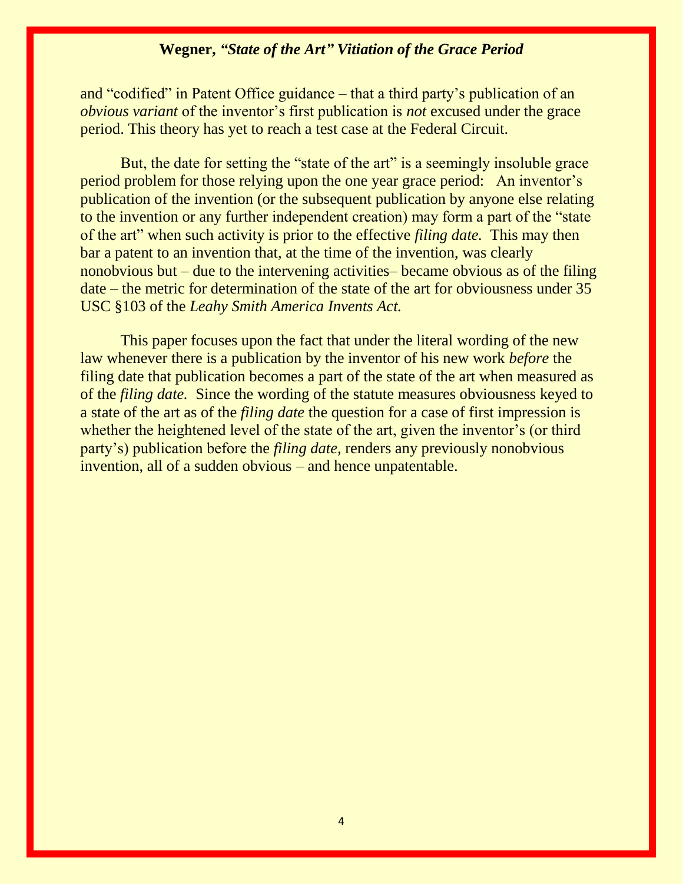and "codified" in Patent Office guidance – that a third party's publication of an *obvious variant* of the inventor's first publication is *not* excused under the grace period. This theory has yet to reach a test case at the Federal Circuit.

But, the date for setting the "state of the art" is a seemingly insoluble grace period problem for those relying upon the one year grace period: An inventor's publication of the invention (or the subsequent publication by anyone else relating to the invention or any further independent creation) may form a part of the "state of the art" when such activity is prior to the effective *filing date.* This may then bar a patent to an invention that, at the time of the invention, was clearly nonobvious but – due to the intervening activities– became obvious as of the filing date – the metric for determination of the state of the art for obviousness under 35 USC §103 of the *Leahy Smith America Invents Act.*

This paper focuses upon the fact that under the literal wording of the new law whenever there is a publication by the inventor of his new work *before* the filing date that publication becomes a part of the state of the art when measured as of the *filing date.* Since the wording of the statute measures obviousness keyed to a state of the art as of the *filing date* the question for a case of first impression is whether the heightened level of the state of the art, given the inventor's (or third party's) publication before the *filing date,* renders any previously nonobvious invention, all of a sudden obvious – and hence unpatentable.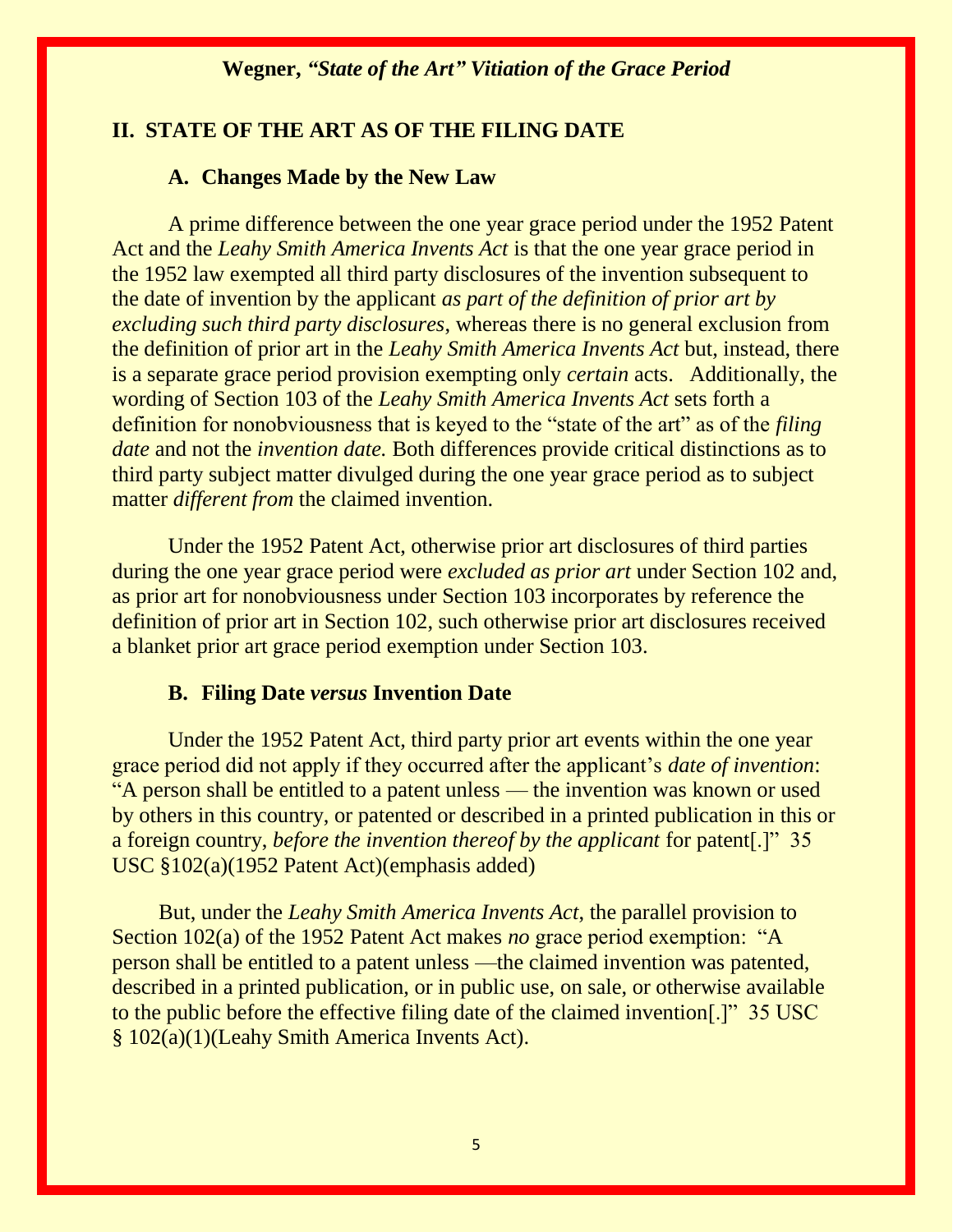## II. STATE OF THE ART AS OF THE FILING DATE

### A. Changes Made by the New Law

A prime difference between the one year grace period under the 1952 Patent Act and the *Leahy Smith America Invents Act* is that the one year grace period in the 1952 law exempted all third party disclosures of the invention subsequent to the date of invention by the applicant *as part of the definition of prior art by excluding such third party disclosures*, whereas there is no general exclusion from the definition of prior art in the *Leahy Smith America Invents Act* but, instead, there is a separate grace period provision exempting only *certain* acts. Additionally, the wording of Section 103 of the *Leahy Smith America Invents Act* sets forth a definition for nonobviousness that is keyed to the "state of the art" as of the *filing date* and not the *invention date.* Both differences provide critical distinctions as to third party subject matter divulged during the one year grace period as to subject matter *different from* the claimed invention.

Under the 1952 Patent Act, otherwise prior art disclosures of third parties during the one year grace period were *excluded as prior art* under Section 102 and, as prior art for nonobviousness under Section 103 incorporates by reference the definition of prior art in Section 102, such otherwise prior art disclosures received a blanket prior art grace period exemption under Section 103.

### B. Filing Date *versus* Invention Date

Under the 1952 Patent Act, third party prior art events within the one year grace period did not apply if they occurred after the applicant's *date of invention*: "A person shall be entitled to a patent unless — the invention was known or used by others in this country, or patented or described in a printed publication in this or a foreign country, *before the invention thereof by the applicant* for patent[.]" 35 USC §102(a)(1952 Patent Act)(emphasis added)

But, under the *Leahy Smith America Invents Act*, the parallel provision to Section 102(a) of the 1952 Patent Act makes *no* grace period exemption: "A person shall be entitled to a patent unless —the claimed invention was patented, described in a printed publication, or in public use, on sale, or otherwise available to the public before the effective filing date of the claimed invention[.]" 35 USC § 102(a)(1)(Leahy Smith America Invents Act).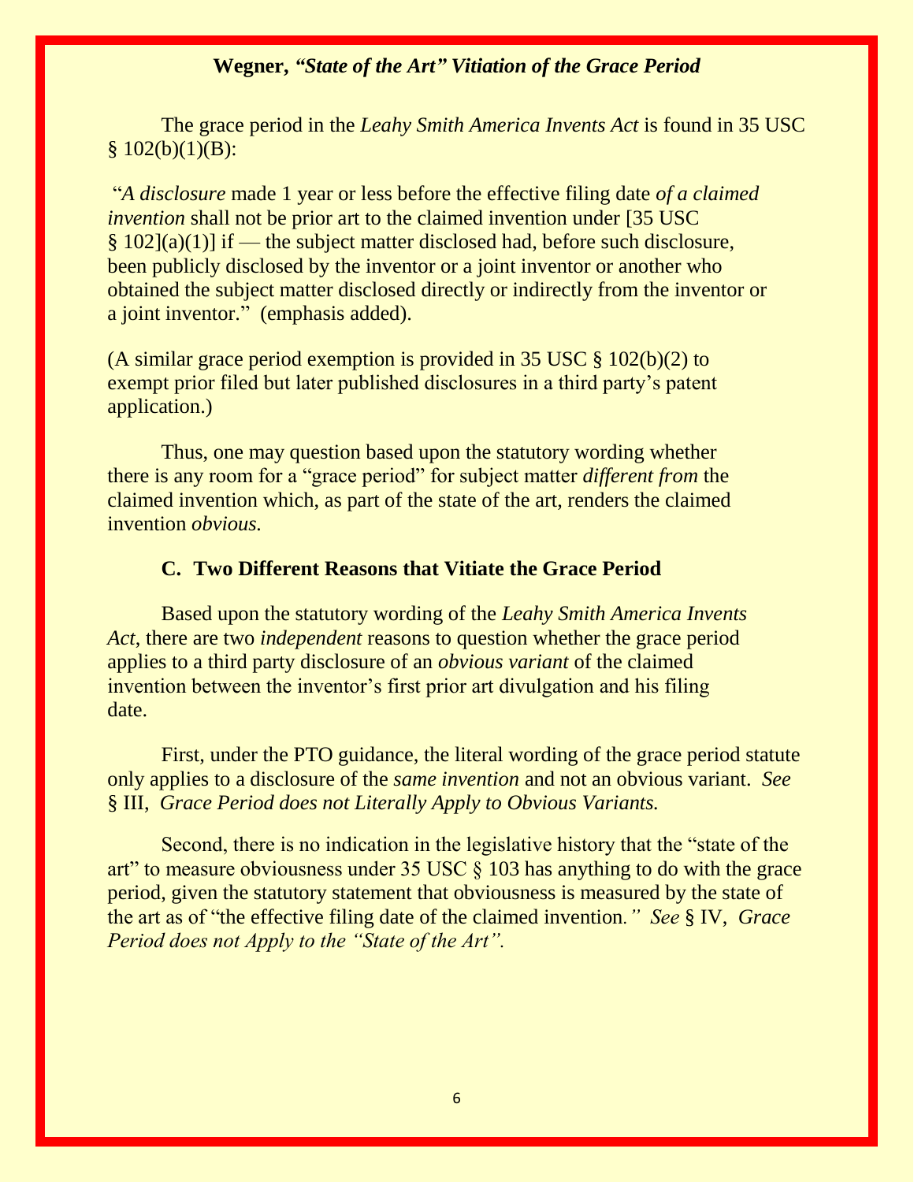The grace period in the *Leahy Smith America Invents Act* is found in 35 USC § 102(b)(1)(B):

"*A disclosure* made 1 year or less before the effective filing date *of a claimed invention* shall not be prior art to the claimed invention under [35 USC § 102](a)(1)] if — the subject matter disclosed had, before such disclosure, been publicly disclosed by the inventor or a joint inventor or another who obtained the subject matter disclosed directly or indirectly from the inventor or a joint inventor." (emphasis added).

(A similar grace period exemption is provided in 35 USC § 102(b)(2) to exempt prior filed but later published disclosures in a third party's patent application.)

Thus, one may question based upon the statutory wording whether there is any room for a "grace period" for subject matter *different from* the claimed invention which, as part of the state of the art, renders the claimed invention *obvious.*

### C. Two Different Reasons that Vitiate the Grace Period

Based upon the statutory wording of the *Leahy Smith America Invents Act*, there are two *independent* reasons to question whether the grace period applies to a third party disclosure of an *obvious variant* of the claimed invention between the inventor's first prior art divulgation and his filing date.

First, under the PTO guidance, the literal wording of the grace period statute only applies to a disclosure of the *same invention* and not an obvious variant. *See* § III, *Grace Period does not Literally Apply to Obvious Variants.*

Second, there is no indication in the legislative history that the "state of the art" to measure obviousness under 35 USC § 103 has anything to do with the grace period, given the statutory statement that obviousness is measured by the state of the art as of "the effective filing date of the claimed invention*." See* § IV, *Grace Period does not Apply to the "State of the Art".*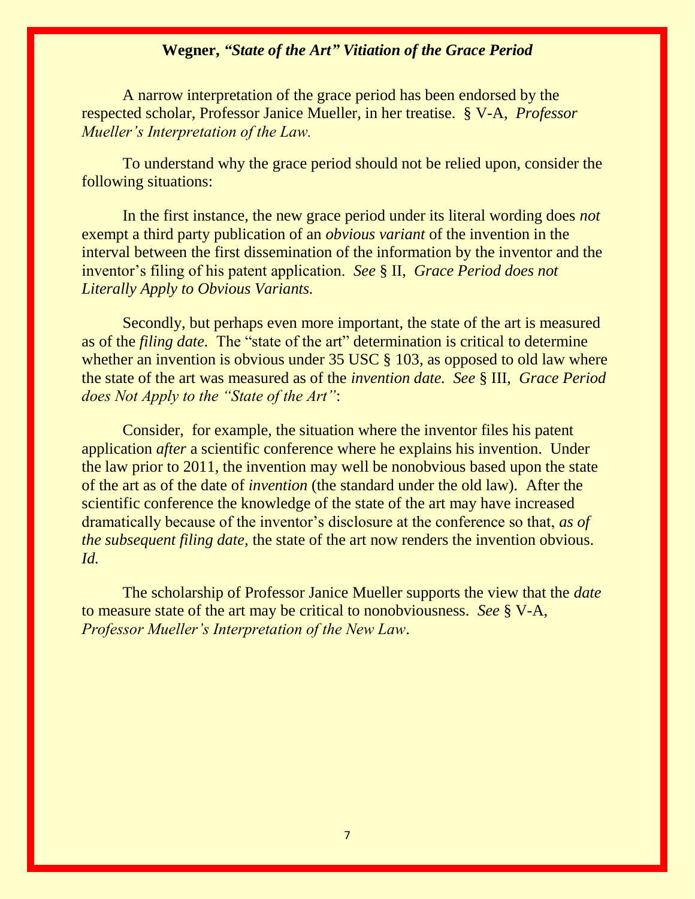A narrow interpretation of the grace period has been endorsed by the respected scholar, Professor Janice Mueller, in her treatise. § V-A, *Professor Mueller's Interpretation of the Law.*

To understand why the grace period should not be relied upon, consider the following situations:

In the first instance, the new grace period under its literal wording does *not* exempt a third party publication of an *obvious variant* of the invention in the interval between the first dissemination of the information by the inventor and the inventor's filing of his patent application. *See* § II, *Grace Period does not Literally Apply to Obvious Variants.*

Secondly, but perhaps even more important, the state of the art is measured as of the *filing date.* The "state of the art" determination is critical to determine whether an invention is obvious under 35 USC § 103, as opposed to old law where the state of the art was measured as of the *invention date. See* § III, *Grace Period does Not Apply to the "State of the Art"*:

Consider, for example, the situation where the inventor files his patent application *after* a scientific conference where he explains his invention. Under the law prior to 2011, the invention may well be nonobvious based upon the state of the art as of the date of *invention* (the standard under the old law). After the scientific conference the knowledge of the state of the art may have increased dramatically because of the inventor's disclosure at the conference so that, *as of the subsequent filing date,* the state of the art now renders the invention obvious. *Id.*

The scholarship of Professor Janice Mueller supports the view that the *date* to measure state of the art may be critical to nonobviousness. *See* § V-A, *Professor Mueller's Interpretation of the New Law*.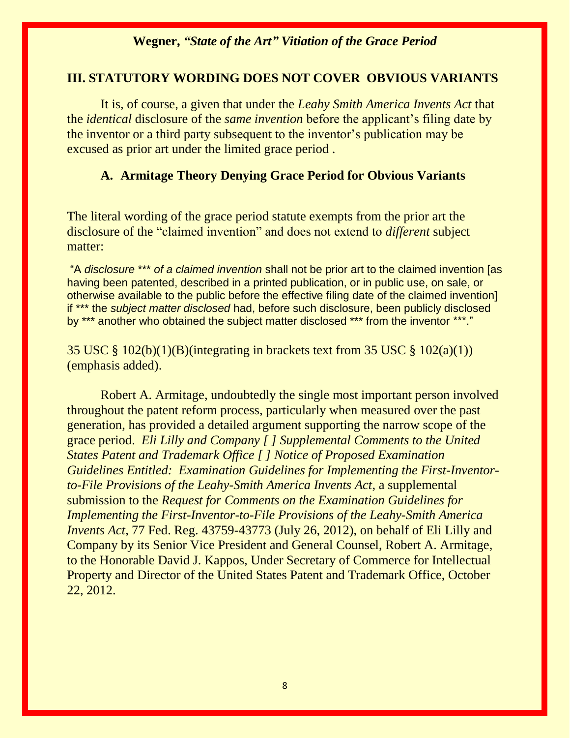## III. STATUTORY WORDING DOES NOT COVER OBVIOUS VARIANTS

It is, of course, a given that under the *Leahy Smith America Invents Act* that the *identical* disclosure of the *same invention* before the applicant's filing date by the inventor or a third party subsequent to the inventor's publication may be excused as prior art under the limited grace period .

### A. Armitage Theory Denying Grace Period for Obvious Variants

The literal wording of the grace period statute exempts from the prior art the disclosure of the "claimed invention" and does not extend to *different* subject matter:

> "A *disclosure \*\*\* of a claimed invention* shall not be prior art to the claimed invention [as having been patented, described in a printed publication, or in public use, on sale, or otherwise available to the public before the effective filing date of the claimed invention] if \*\*\* the *subject matter disclosed* had, before such disclosure, been publicly disclosed by \*\*\* another who obtained the subject matter disclosed \*\*\* from the inventor \*\*\*."

35 USC § 102(b)(1)(B)(integrating in brackets text from 35 USC § 102(a)(1)) (emphasis added).

Robert A. Armitage, undoubtedly the single most important person involved throughout the patent reform process, particularly when measured over the past generation, has provided a detailed argument supporting the narrow scope of the grace period. *Eli Lilly and Company [ ] Supplemental Comments to the United States Patent and Trademark Office [ ] Notice of Proposed Examination Guidelines Entitled: Examination Guidelines for Implementing the First-Inventor-to-File Provisions of the Leahy-Smith America Invents Act*, a supplemental submission to the *Request for Comments on the Examination Guidelines for Implementing the First-Inventor-to-File Provisions of the Leahy-Smith America Invents Act*, 77 Fed. Reg. 43759-43773 (July 26, 2012), on behalf of Eli Lilly and Company by its Senior Vice President and General Counsel, Robert A. Armitage, to the Honorable David J. Kappos, Under Secretary of Commerce for Intellectual Property and Director of the United States Patent and Trademark Office, October 22, 2012.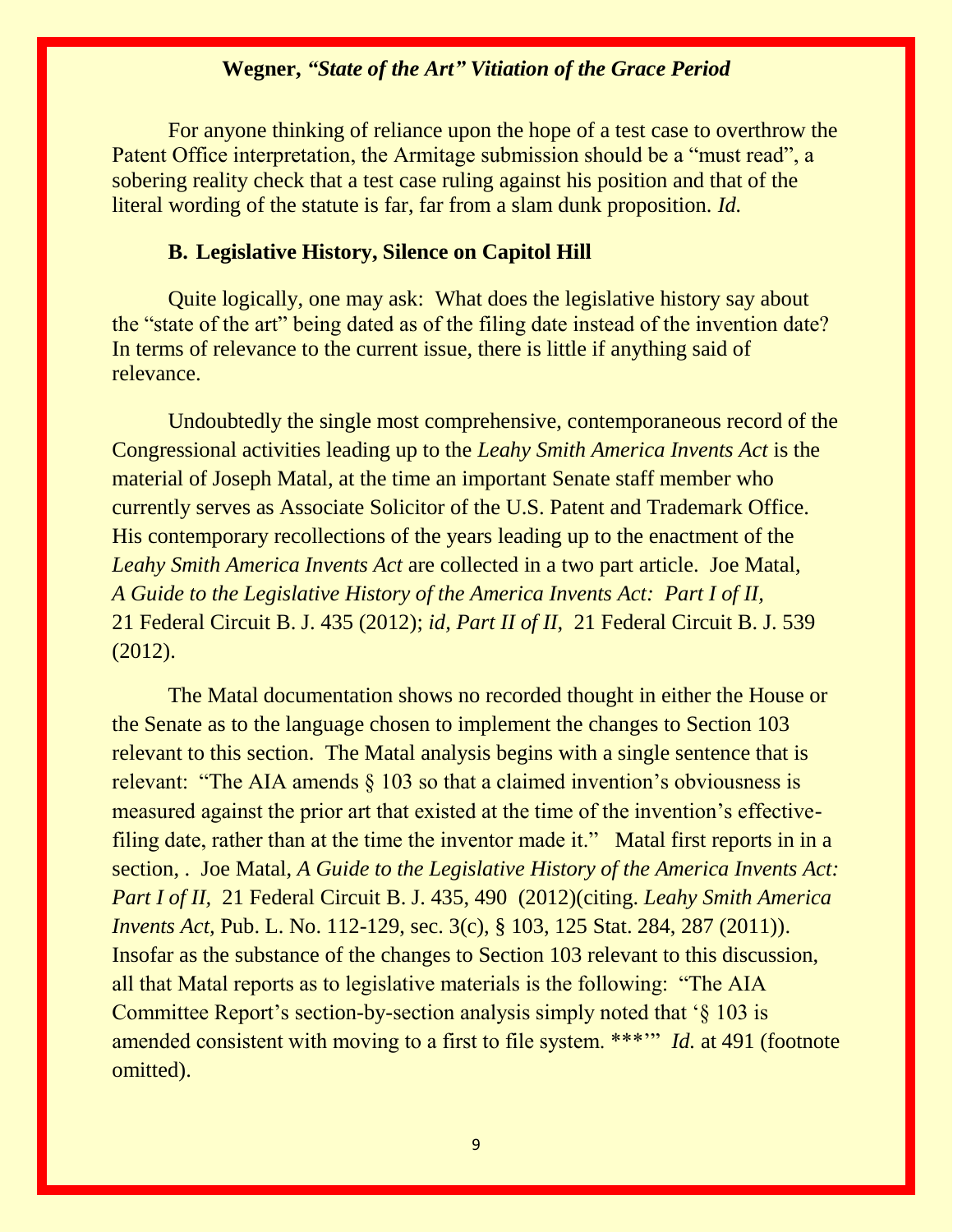For anyone thinking of reliance upon the hope of a test case to overthrow the Patent Office interpretation, the Armitage submission should be a "must read", a sobering reality check that a test case ruling against his position and that of the literal wording of the statute is far, far from a slam dunk proposition. *Id.*

### B. Legislative History, Silence on Capitol Hill

Quite logically, one may ask: What does the legislative history say about the "state of the art" being dated as of the filing date instead of the invention date? In terms of relevance to the current issue, there is little if anything said of relevance.

Undoubtedly the single most comprehensive, contemporaneous record of the Congressional activities leading up to the *Leahy Smith America Invents Act* is the material of Joseph Matal, at the time an important Senate staff member who currently serves as Associate Solicitor of the U.S. Patent and Trademark Office. His contemporary recollections of the years leading up to the enactment of the *Leahy Smith America Invents Act* are collected in a two part article. Joe Matal, *A Guide to the Legislative History of the America Invents Act: Part I of II,* 21 Federal Circuit B. J. 435 (2012); *id, Part II of II,* 21 Federal Circuit B. J. 539 (2012).

The Matal documentation shows no recorded thought in either the House or the Senate as to the language chosen to implement the changes to Section 103 relevant to this section. The Matal analysis begins with a single sentence that is relevant: "The AIA amends § 103 so that a claimed invention's obviousness is measured against the prior art that existed at the time of the invention's effective-filing date, rather than at the time the inventor made it." Matal first reports in in a section, . Joe Matal, *A Guide to the Legislative History of the America Invents Act: Part I of II,* 21 Federal Circuit B. J. 435, 490 (2012)(citing. *Leahy Smith America Invents Act,* Pub. L. No. 112-129, sec. 3(c), § 103, 125 Stat. 284, 287 (2011)). Insofar as the substance of the changes to Section 103 relevant to this discussion, all that Matal reports as to legislative materials is the following: "The AIA Committee Report's section-by-section analysis simply noted that '§ 103 is amended consistent with moving to a first to file system. ***'" *Id.* at 491 (footnote omitted).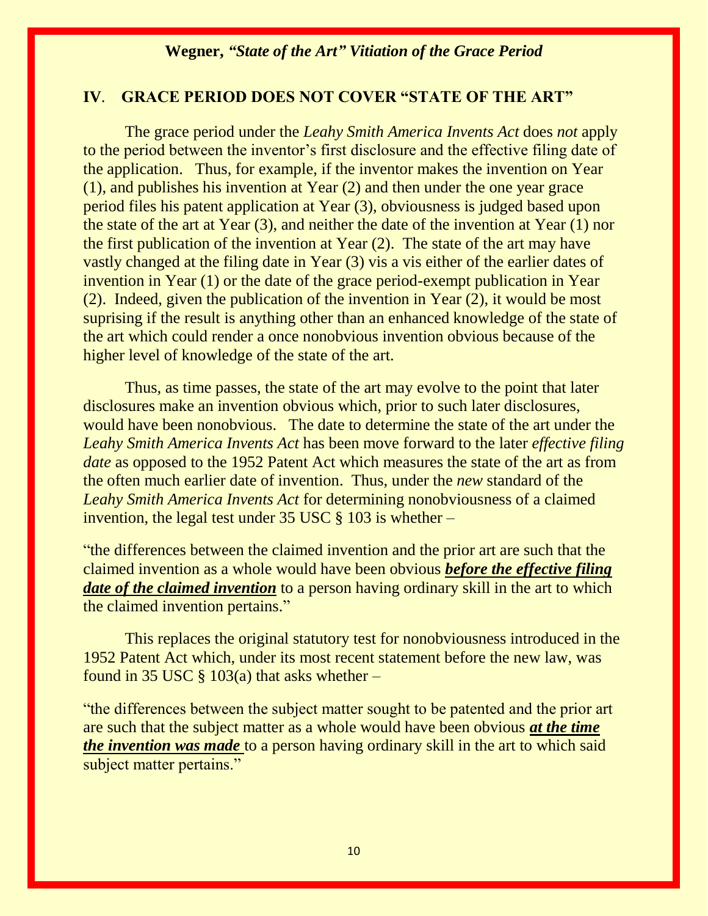## IV. GRACE PERIOD DOES NOT COVER "STATE OF THE ART"

The grace period under the *Leahy Smith America Invents Act* does *not* apply to the period between the inventor's first disclosure and the effective filing date of the application. Thus, for example, if the inventor makes the invention on Year (1), and publishes his invention at Year (2) and then under the one year grace period files his patent application at Year (3), obviousness is judged based upon the state of the art at Year (3), and neither the date of the invention at Year (1) nor the first publication of the invention at Year (2). The state of the art may have vastly changed at the filing date in Year (3) vis a vis either of the earlier dates of invention in Year (1) or the date of the grace period-exempt publication in Year (2). Indeed, given the publication of the invention in Year (2), it would be most suprising if the result is anything other than an enhanced knowledge of the state of the art which could render a once nonobvious invention obvious because of the higher level of knowledge of the state of the art.

Thus, as time passes, the state of the art may evolve to the point that later disclosures make an invention obvious which, prior to such later disclosures, would have been nonobvious. The date to determine the state of the art under the *Leahy Smith America Invents Act* has been move forward to the later *effective filing date* as opposed to the 1952 Patent Act which measures the state of the art as from the often much earlier date of invention. Thus, under the *new* standard of the *Leahy Smith America Invents Act* for determining nonobviousness of a claimed invention, the legal test under 35 USC § 103 is whether –

"the differences between the claimed invention and the prior art are such that the claimed invention as a whole would have been obvious ***before the effective filing date of the claimed invention*** to a person having ordinary skill in the art to which the claimed invention pertains."

This replaces the original statutory test for nonobviousness introduced in the 1952 Patent Act which, under its most recent statement before the new law, was found in 35 USC § 103(a) that asks whether –

"the differences between the subject matter sought to be patented and the prior art are such that the subject matter as a whole would have been obvious ***at the time the invention was made*** to a person having ordinary skill in the art to which said subject matter pertains."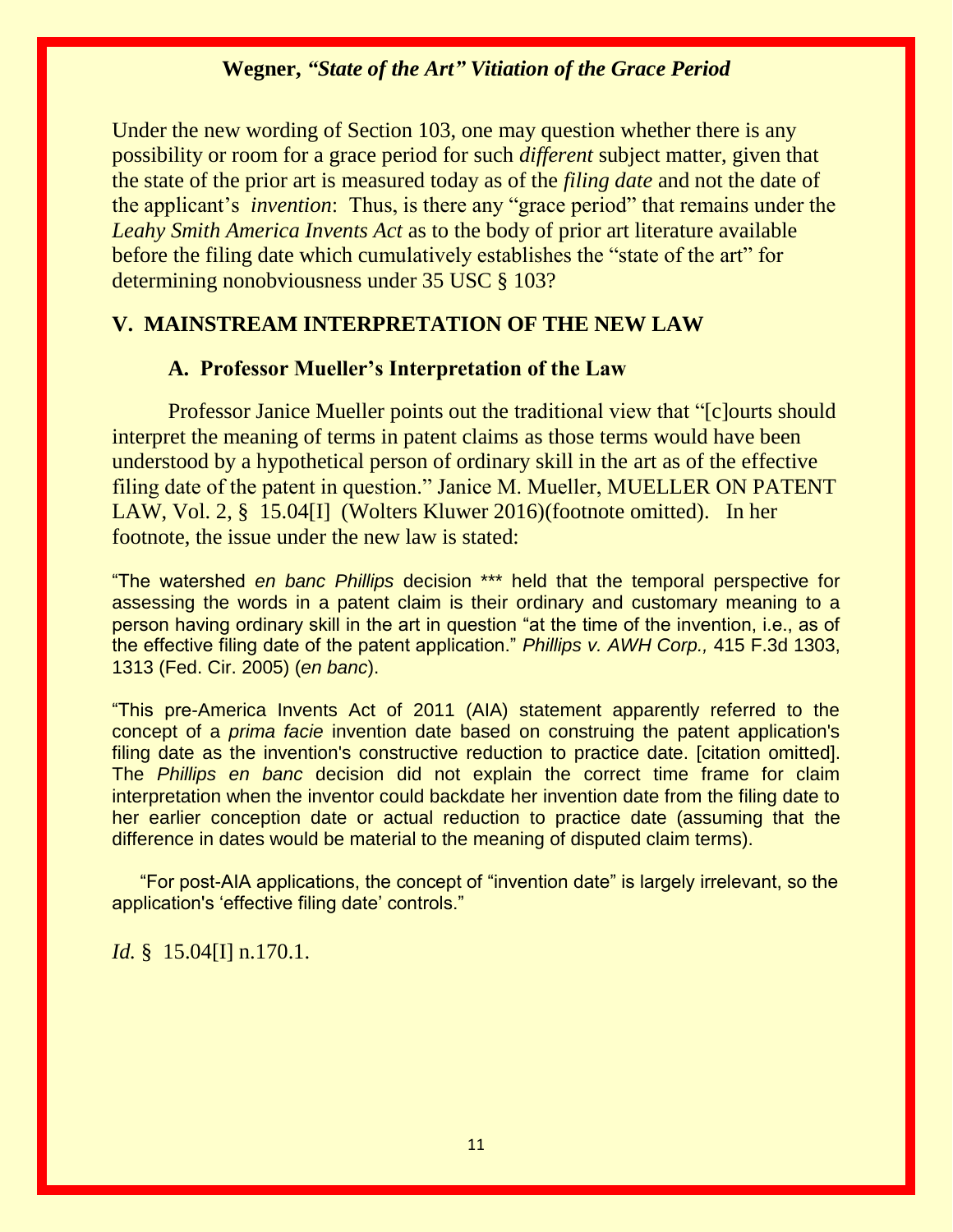Under the new wording of Section 103, one may question whether there is any possibility or room for a grace period for such *different* subject matter, given that the state of the prior art is measured today as of the *filing date* and not the date of the applicant's *invention*: Thus, is there any "grace period" that remains under the *Leahy Smith America Invents Act* as to the body of prior art literature available before the filing date which cumulatively establishes the "state of the art" for determining nonobviousness under 35 USC § 103?

## V. MAINSTREAM INTERPRETATION OF THE NEW LAW

### A. Professor Mueller's Interpretation of the Law

Professor Janice Mueller points out the traditional view that "[c]ourts should interpret the meaning of terms in patent claims as those terms would have been understood by a hypothetical person of ordinary skill in the art as of the effective filing date of the patent in question." Janice M. Mueller, MUELLER ON PATENT LAW, Vol. 2, § 15.04[I] (Wolters Kluwer 2016)(footnote omitted). In her footnote, the issue under the new law is stated:

> "The watershed *en banc Phillips* decision *** held that the temporal perspective for assessing the words in a patent claim is their ordinary and customary meaning to a person having ordinary skill in the art in question "at the time of the invention, i.e., as of the effective filing date of the patent application." *Phillips v. AWH Corp.,* 415 F.3d 1303, 1313 (Fed. Cir. 2005) (*en banc*).
>
> "This pre-America Invents Act of 2011 (AIA) statement apparently referred to the concept of a *prima facie* invention date based on construing the patent application's filing date as the invention's constructive reduction to practice date. [citation omitted]. The *Phillips en banc* decision did not explain the correct time frame for claim interpretation when the inventor could backdate her invention date from the filing date to her earlier conception date or actual reduction to practice date (assuming that the difference in dates would be material to the meaning of disputed claim terms).
>
> "For post-AIA applications, the concept of "invention date" is largely irrelevant, so the application's 'effective filing date' controls."

*Id.* § 15.04[I] n.170.1.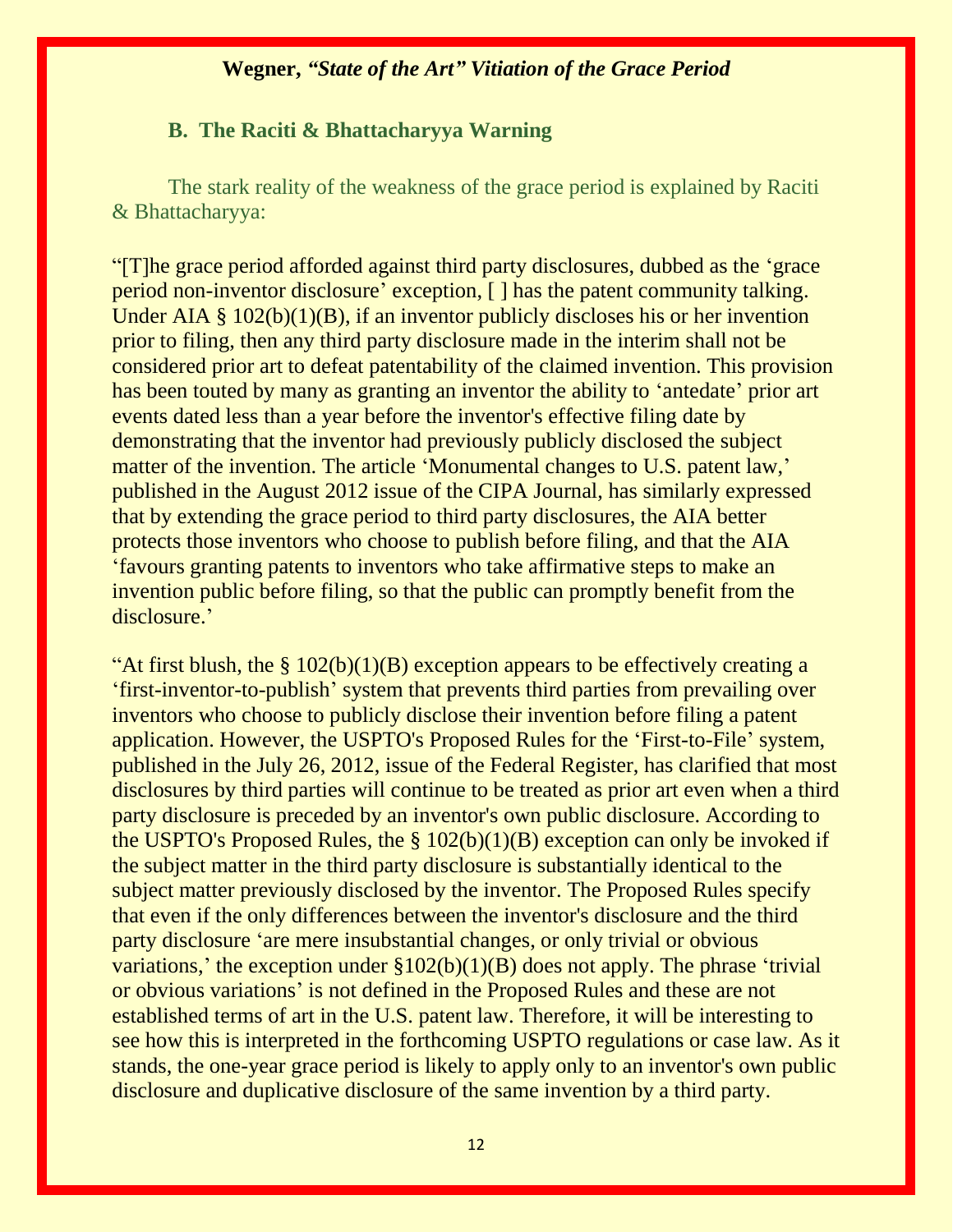## B. The Raciti & Bhattacharyya Warning

The stark reality of the weakness of the grace period is explained by Raciti & Bhattacharyya:

"[T]he grace period afforded against third party disclosures, dubbed as the 'grace period non-inventor disclosure' exception, [ ] has the patent community talking. Under AIA § 102(b)(1)(B), if an inventor publicly discloses his or her invention prior to filing, then any third party disclosure made in the interim shall not be considered prior art to defeat patentability of the claimed invention. This provision has been touted by many as granting an inventor the ability to 'antedate' prior art events dated less than a year before the inventor's effective filing date by demonstrating that the inventor had previously publicly disclosed the subject matter of the invention. The article 'Monumental changes to U.S. patent law,' published in the August 2012 issue of the CIPA Journal, has similarly expressed that by extending the grace period to third party disclosures, the AIA better protects those inventors who choose to publish before filing, and that the AIA 'favours granting patents to inventors who take affirmative steps to make an invention public before filing, so that the public can promptly benefit from the disclosure.'

"At first blush, the § 102(b)(1)(B) exception appears to be effectively creating a 'first-inventor-to-publish' system that prevents third parties from prevailing over inventors who choose to publicly disclose their invention before filing a patent application. However, the USPTO's Proposed Rules for the 'First-to-File' system, published in the July 26, 2012, issue of the Federal Register, has clarified that most disclosures by third parties will continue to be treated as prior art even when a third party disclosure is preceded by an inventor's own public disclosure. According to the USPTO's Proposed Rules, the § 102(b)(1)(B) exception can only be invoked if the subject matter in the third party disclosure is substantially identical to the subject matter previously disclosed by the inventor. The Proposed Rules specify that even if the only differences between the inventor's disclosure and the third party disclosure 'are mere insubstantial changes, or only trivial or obvious variations,' the exception under §102(b)(1)(B) does not apply. The phrase 'trivial or obvious variations' is not defined in the Proposed Rules and these are not established terms of art in the U.S. patent law. Therefore, it will be interesting to see how this is interpreted in the forthcoming USPTO regulations or case law. As it stands, the one-year grace period is likely to apply only to an inventor's own public disclosure and duplicative disclosure of the same invention by a third party.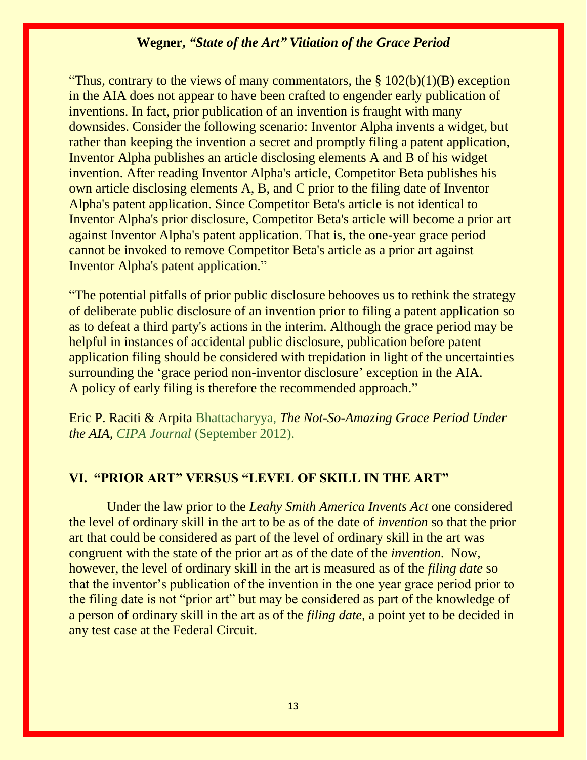"Thus, contrary to the views of many commentators, the § 102(b)(1)(B) exception in the AIA does not appear to have been crafted to engender early publication of inventions. In fact, prior publication of an invention is fraught with many downsides. Consider the following scenario: Inventor Alpha invents a widget, but rather than keeping the invention a secret and promptly filing a patent application, Inventor Alpha publishes an article disclosing elements A and B of his widget invention. After reading Inventor Alpha's article, Competitor Beta publishes his own article disclosing elements A, B, and C prior to the filing date of Inventor Alpha's patent application. Since Competitor Beta's article is not identical to Inventor Alpha's prior disclosure, Competitor Beta's article will become a prior art against Inventor Alpha's patent application. That is, the one-year grace period cannot be invoked to remove Competitor Beta's article as a prior art against Inventor Alpha's patent application."

"The potential pitfalls of prior public disclosure behooves us to rethink the strategy of deliberate public disclosure of an invention prior to filing a patent application so as to defeat a third party's actions in the interim. Although the grace period may be helpful in instances of accidental public disclosure, publication before patent application filing should be considered with trepidation in light of the uncertainties surrounding the 'grace period non-inventor disclosure' exception in the AIA. A policy of early filing is therefore the recommended approach."

Eric P. Raciti & Arpita Bhattacharyya, *The Not-So-Amazing Grace Period Under the AIA*, *CIPA Journal* (September 2012).

## VI. "PRIOR ART" VERSUS "LEVEL OF SKILL IN THE ART"

Under the law prior to the *Leahy Smith America Invents Act* one considered the level of ordinary skill in the art to be as of the date of *invention* so that the prior art that could be considered as part of the level of ordinary skill in the art was congruent with the state of the prior art as of the date of the *invention.* Now, however, the level of ordinary skill in the art is measured as of the *filing date* so that the inventor's publication of the invention in the one year grace period prior to the filing date is not "prior art" but may be considered as part of the knowledge of a person of ordinary skill in the art as of the *filing date,* a point yet to be decided in any test case at the Federal Circuit.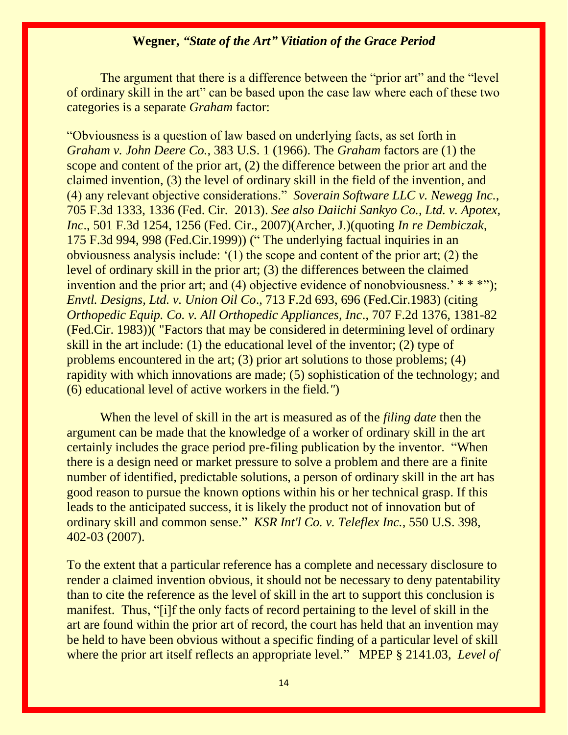The argument that there is a difference between the "prior art" and the "level of ordinary skill in the art" can be based upon the case law where each of these two categories is a separate *Graham* factor:

"Obviousness is a question of law based on underlying facts, as set forth in *Graham v. John Deere Co.,* 383 U.S. 1 (1966). The *Graham* factors are (1) the scope and content of the prior art, (2) the difference between the prior art and the claimed invention, (3) the level of ordinary skill in the field of the invention, and (4) any relevant objective considerations." *Soverain Software LLC v. Newegg Inc.,* 705 F.3d 1333, 1336 (Fed. Cir. 2013). *See also Daiichi Sankyo Co., Ltd. v. Apotex, Inc*., 501 F.3d 1254, 1256 (Fed. Cir., 2007)(Archer, J.)(quoting *In re Dembiczak*, 175 F.3d 994, 998 (Fed.Cir.1999)) (" The underlying factual inquiries in an obviousness analysis include: '(1) the scope and content of the prior art; (2) the level of ordinary skill in the prior art; (3) the differences between the claimed invention and the prior art; and (4) objective evidence of nonobviousness.' * * *"); *Envtl. Designs, Ltd. v. Union Oil Co*., 713 F.2d 693, 696 (Fed.Cir.1983) (citing *Orthopedic Equip. Co. v. All Orthopedic Appliances, Inc*., 707 F.2d 1376, 1381-82 (Fed.Cir. 1983))( "Factors that may be considered in determining level of ordinary skill in the art include: (1) the educational level of the inventor; (2) type of problems encountered in the art; (3) prior art solutions to those problems; (4) rapidity with which innovations are made; (5) sophistication of the technology; and (6) educational level of active workers in the field.")

When the level of skill in the art is measured as of the *filing date* then the argument can be made that the knowledge of a worker of ordinary skill in the art certainly includes the grace period pre-filing publication by the inventor. "When there is a design need or market pressure to solve a problem and there are a finite number of identified, predictable solutions, a person of ordinary skill in the art has good reason to pursue the known options within his or her technical grasp. If this leads to the anticipated success, it is likely the product not of innovation but of ordinary skill and common sense." *KSR Int'l Co. v. Teleflex Inc.,* 550 U.S. 398, 402-03 (2007).

To the extent that a particular reference has a complete and necessary disclosure to render a claimed invention obvious, it should not be necessary to deny patentability than to cite the reference as the level of skill in the art to support this conclusion is manifest. Thus, "[i]f the only facts of record pertaining to the level of skill in the art are found within the prior art of record, the court has held that an invention may be held to have been obvious without a specific finding of a particular level of skill where the prior art itself reflects an appropriate level." MPEP § 2141.03, *Level of*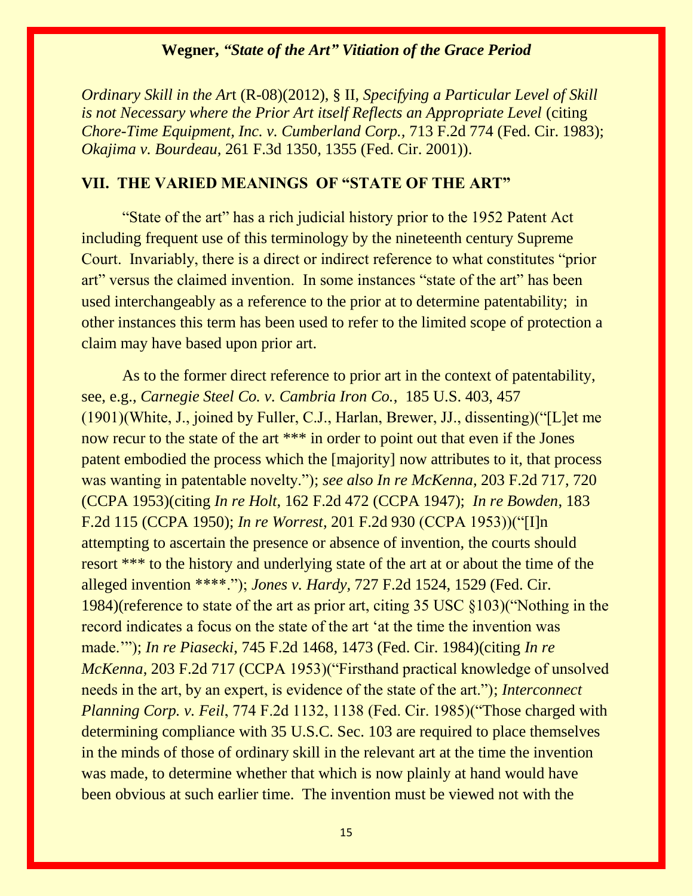*Ordinary Skill in the Art* (R-08)(2012), § II, *Specifying a Particular Level of Skill is not Necessary where the Prior Art itself Reflects an Appropriate Level* (citing *Chore-Time Equipment, Inc. v. Cumberland Corp.*, 713 F.2d 774 (Fed. Cir. 1983); *Okajima v. Bourdeau,* 261 F.3d 1350, 1355 (Fed. Cir. 2001)).

## VII. THE VARIED MEANINGS OF "STATE OF THE ART"

"State of the art" has a rich judicial history prior to the 1952 Patent Act including frequent use of this terminology by the nineteenth century Supreme Court. Invariably, there is a direct or indirect reference to what constitutes "prior art" versus the claimed invention. In some instances "state of the art" has been used interchangeably as a reference to the prior at to determine patentability; in other instances this term has been used to refer to the limited scope of protection a claim may have based upon prior art.

As to the former direct reference to prior art in the context of patentability, see, e.g., *Carnegie Steel Co. v. Cambria Iron Co.*, 185 U.S. 403, 457 (1901)(White, J., joined by Fuller, C.J., Harlan, Brewer, JJ., dissenting)("[L]et me now recur to the state of the art *** in order to point out that even if the Jones patent embodied the process which the [majority] now attributes to it, that process was wanting in patentable novelty."); *see also In re McKenna*, 203 F.2d 717, 720 (CCPA 1953)(citing *In re Holt*, 162 F.2d 472 (CCPA 1947); *In re Bowden*, 183 F.2d 115 (CCPA 1950); *In re Worrest*, 201 F.2d 930 (CCPA 1953))("[I]n attempting to ascertain the presence or absence of invention, the courts should resort *** to the history and underlying state of the art at or about the time of the alleged invention ****."); *Jones v. Hardy,* 727 F.2d 1524, 1529 (Fed. Cir. 1984)(reference to state of the art as prior art, citing 35 USC §103)("Nothing in the record indicates a focus on the state of the art 'at the time the invention was made.'"); *In re Piasecki*, 745 F.2d 1468, 1473 (Fed. Cir. 1984)(citing *In re McKenna*, 203 F.2d 717 (CCPA 1953)("Firsthand practical knowledge of unsolved needs in the art, by an expert, is evidence of the state of the art."); *Interconnect Planning Corp. v. Feil*, 774 F.2d 1132, 1138 (Fed. Cir. 1985)("Those charged with determining compliance with 35 U.S.C. Sec. 103 are required to place themselves in the minds of those of ordinary skill in the relevant art at the time the invention was made, to determine whether that which is now plainly at hand would have been obvious at such earlier time. The invention must be viewed not with the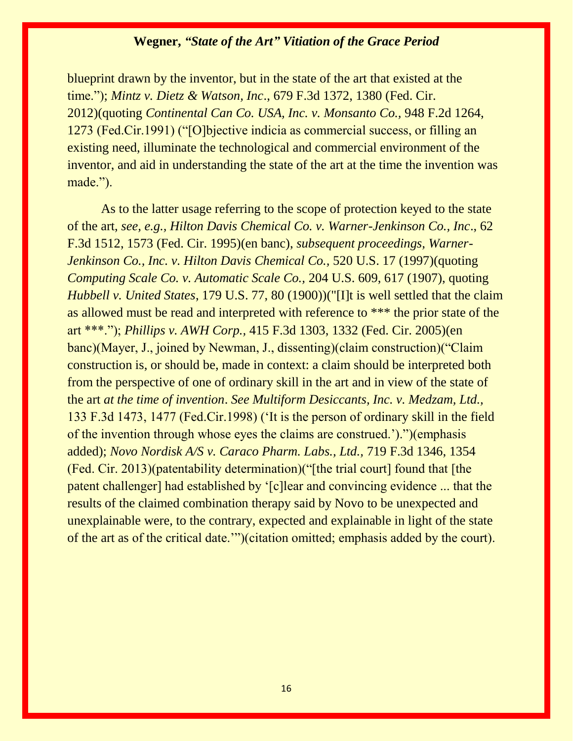blueprint drawn by the inventor, but in the state of the art that existed at the time."); *Mintz v. Dietz & Watson, Inc.*, 679 F.3d 1372, 1380 (Fed. Cir. 2012)(quoting *Continental Can Co. USA, Inc. v. Monsanto Co.,* 948 F.2d 1264, 1273 (Fed.Cir.1991) ("[O]bjective indicia as commercial success, or filling an existing need, illuminate the technological and commercial environment of the inventor, and aid in understanding the state of the art at the time the invention was made.").

As to the latter usage referring to the scope of protection keyed to the state of the art, *see, e.g., Hilton Davis Chemical Co. v. Warner-Jenkinson Co., Inc.*, 62 F.3d 1512, 1573 (Fed. Cir. 1995)(en banc), *subsequent proceedings, Warner-Jenkinson Co., Inc. v. Hilton Davis Chemical Co.,* 520 U.S. 17 (1997)(quoting *Computing Scale Co. v. Automatic Scale Co.,* 204 U.S. 609, 617 (1907), quoting *Hubbell v. United States*, 179 U.S. 77, 80 (1900))("[I]t is well settled that the claim as allowed must be read and interpreted with reference to *** the prior state of the art ***."); *Phillips v. AWH Corp.,* 415 F.3d 1303, 1332 (Fed. Cir. 2005)(en banc)(Mayer, J., joined by Newman, J., dissenting)(claim construction)("Claim construction is, or should be, made in context: a claim should be interpreted both from the perspective of one of ordinary skill in the art and in view of the state of the art *at the time of invention*. *See Multiform Desiccants, Inc. v. Medzam, Ltd.,* 133 F.3d 1473, 1477 (Fed.Cir.1998) ('It is the person of ordinary skill in the field of the invention through whose eyes the claims are construed.').")(emphasis added); *Novo Nordisk A/S v. Caraco Pharm. Labs., Ltd.,* 719 F.3d 1346, 1354 (Fed. Cir. 2013)(patentability determination)("[the trial court] found that [the patent challenger] had established by '[c]lear and convincing evidence ... that the results of the claimed combination therapy said by Novo to be unexpected and unexplainable were, to the contrary, expected and explainable in light of the state of the art as of the critical date.'")(citation omitted; emphasis added by the court).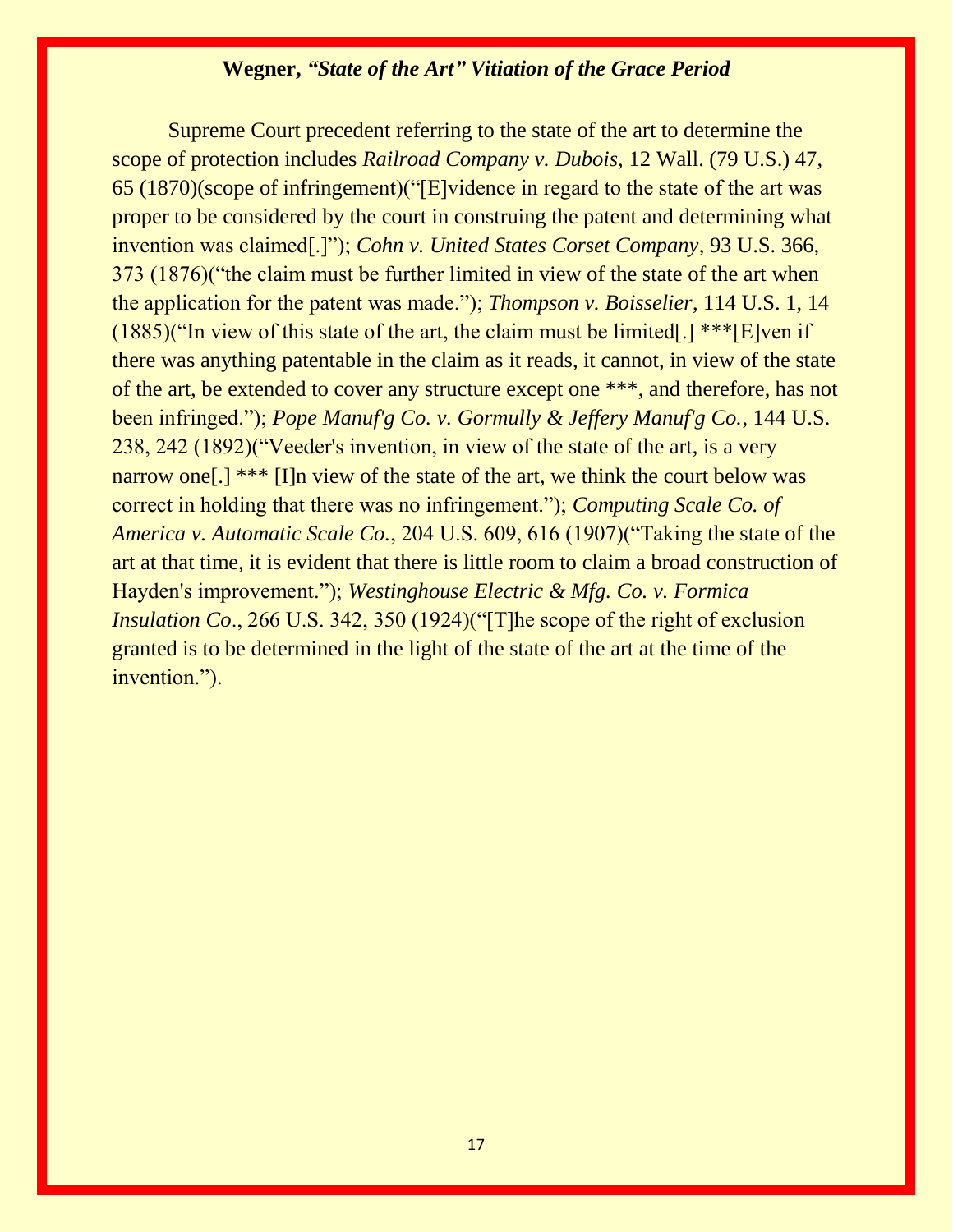Supreme Court precedent referring to the state of the art to determine the scope of protection includes *Railroad Company v. Dubois,* 12 Wall. (79 U.S.) 47, 65 (1870)(scope of infringement)("[E]vidence in regard to the state of the art was proper to be considered by the court in construing the patent and determining what invention was claimed[.]"); *Cohn v. United States Corset Company,* 93 U.S. 366, 373 (1876)("the claim must be further limited in view of the state of the art when the application for the patent was made."); *Thompson v. Boisselier,* 114 U.S. 1, 14 (1885)("In view of this state of the art, the claim must be limited[.] ***[E]ven if there was anything patentable in the claim as it reads, it cannot, in view of the state of the art, be extended to cover any structure except one ***, and therefore, has not been infringed."); *Pope Manuf'g Co. v. Gormully & Jeffery Manuf'g Co.,* 144 U.S. 238, 242 (1892)("Veeder's invention, in view of the state of the art, is a very narrow one[.] *** [I]n view of the state of the art, we think the court below was correct in holding that there was no infringement."); *Computing Scale Co. of America v. Automatic Scale Co.*, 204 U.S. 609, 616 (1907)("Taking the state of the art at that time, it is evident that there is little room to claim a broad construction of Hayden's improvement."); *Westinghouse Electric & Mfg. Co. v. Formica Insulation Co*., 266 U.S. 342, 350 (1924)("[T]he scope of the right of exclusion granted is to be determined in the light of the state of the art at the time of the invention.").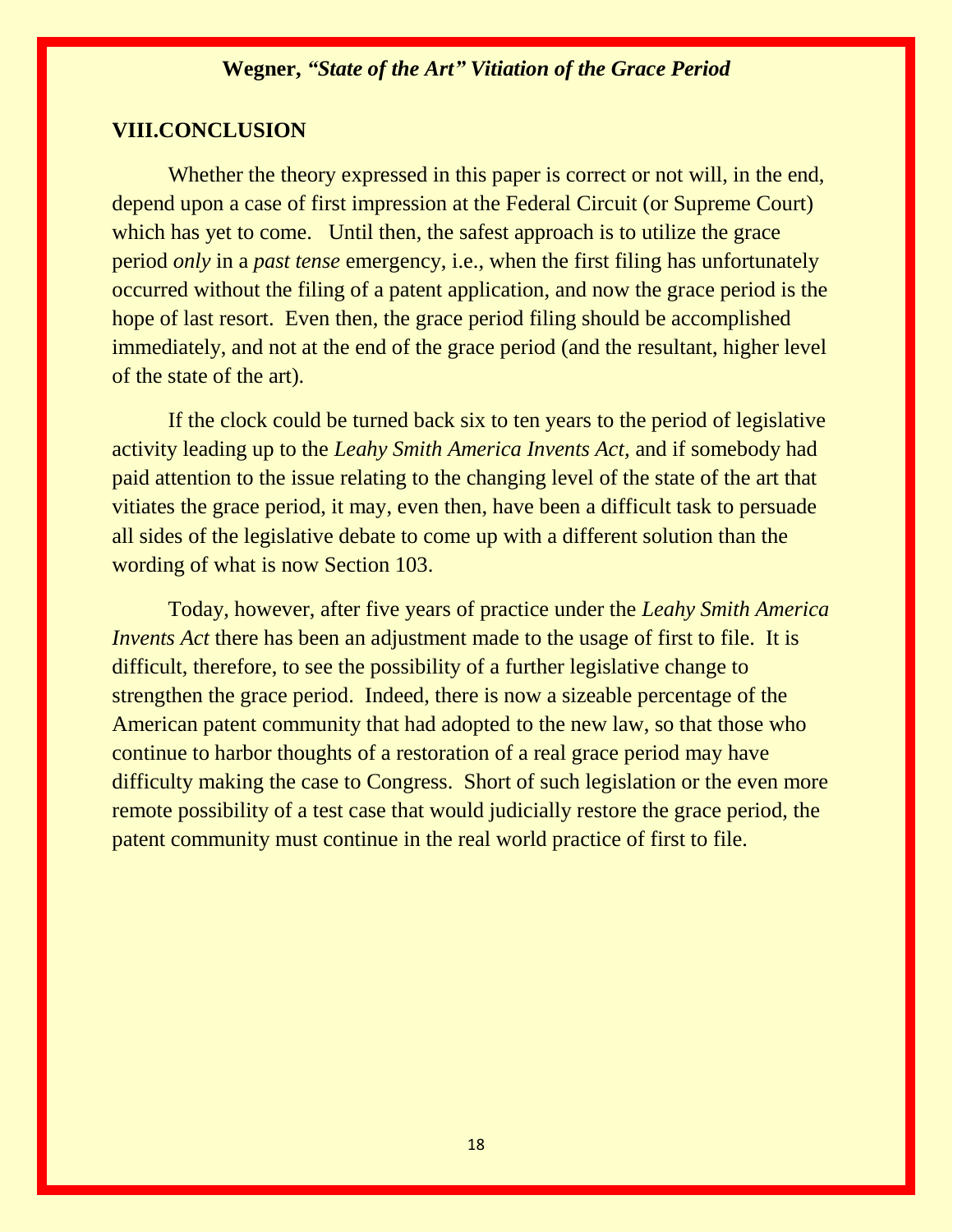## VIII.CONCLUSION

Whether the theory expressed in this paper is correct or not will, in the end, depend upon a case of first impression at the Federal Circuit (or Supreme Court) which has yet to come. Until then, the safest approach is to utilize the grace period *only* in a *past tense* emergency, i.e., when the first filing has unfortunately occurred without the filing of a patent application, and now the grace period is the hope of last resort. Even then, the grace period filing should be accomplished immediately, and not at the end of the grace period (and the resultant, higher level of the state of the art).

If the clock could be turned back six to ten years to the period of legislative activity leading up to the *Leahy Smith America Invents Act*, and if somebody had paid attention to the issue relating to the changing level of the state of the art that vitiates the grace period, it may, even then, have been a difficult task to persuade all sides of the legislative debate to come up with a different solution than the wording of what is now Section 103.

Today, however, after five years of practice under the *Leahy Smith America Invents Act* there has been an adjustment made to the usage of first to file. It is difficult, therefore, to see the possibility of a further legislative change to strengthen the grace period. Indeed, there is now a sizeable percentage of the American patent community that had adopted to the new law, so that those who continue to harbor thoughts of a restoration of a real grace period may have difficulty making the case to Congress. Short of such legislation or the even more remote possibility of a test case that would judicially restore the grace period, the patent community must continue in the real world practice of first to file.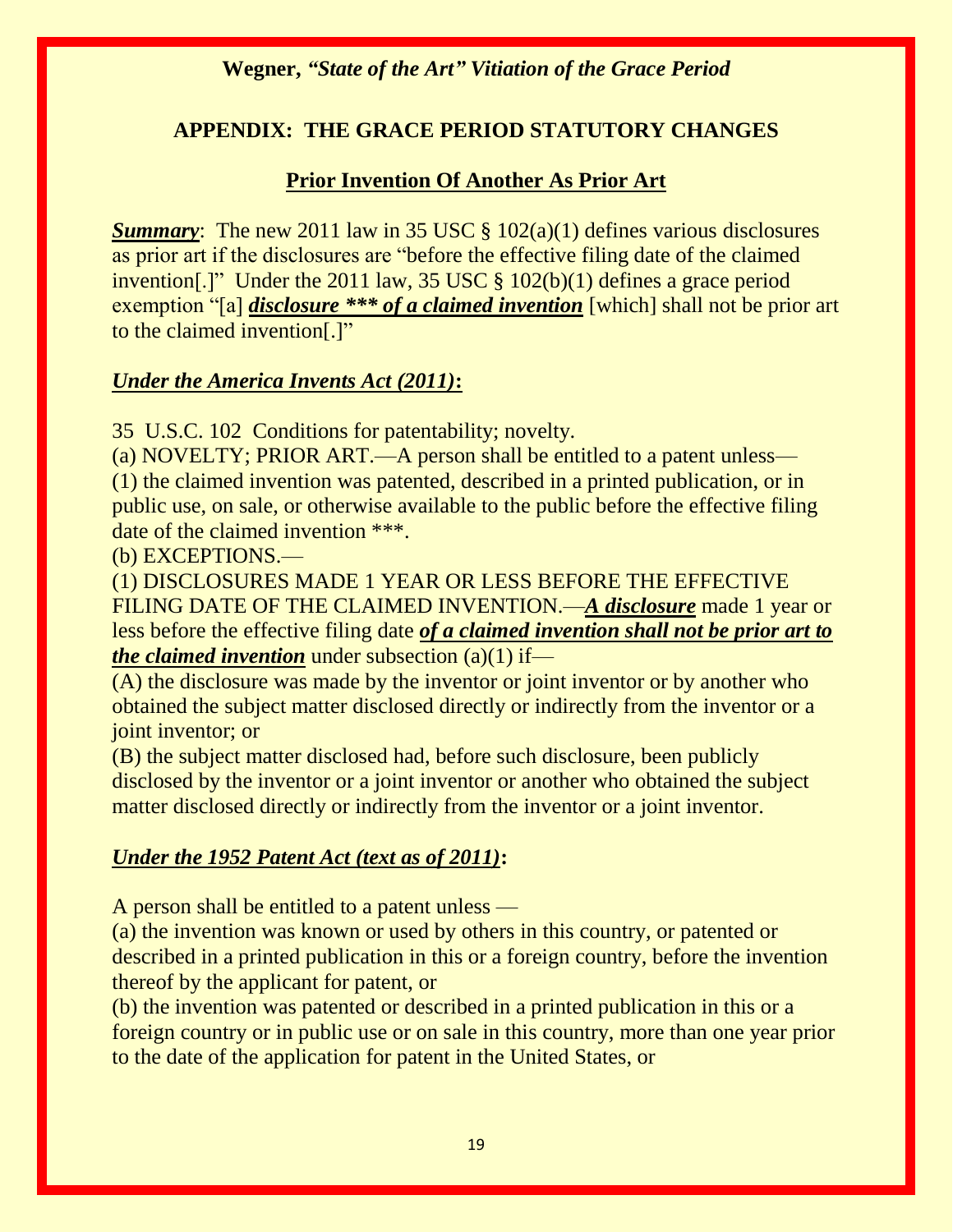## APPENDIX: THE GRACE PERIOD STATUTORY CHANGES

### Prior Invention Of Another As Prior Art

***Summary***: The new 2011 law in 35 USC § 102(a)(1) defines various disclosures as prior art if the disclosures are "before the effective filing date of the claimed invention[.]" Under the 2011 law, 35 USC § 102(b)(1) defines a grace period exemption "[a] ***disclosure \*\*\* of a claimed invention*** [which] shall not be prior art to the claimed invention[.]"

***Under the America Invents Act (2011)*:**

35 U.S.C. 102 Conditions for patentability; novelty.

(a) NOVELTY; PRIOR ART.—A person shall be entitled to a patent unless—

(1) the claimed invention was patented, described in a printed publication, or in public use, on sale, or otherwise available to the public before the effective filing date of the claimed invention ***.

(b) EXCEPTIONS.—

(1) DISCLOSURES MADE 1 YEAR OR LESS BEFORE THE EFFECTIVE FILING DATE OF THE CLAIMED INVENTION.—***A disclosure*** made 1 year or less before the effective filing date ***of a claimed invention shall not be prior art to the claimed invention*** under subsection (a)(1) if—

(A) the disclosure was made by the inventor or joint inventor or by another who obtained the subject matter disclosed directly or indirectly from the inventor or a joint inventor; or

(B) the subject matter disclosed had, before such disclosure, been publicly disclosed by the inventor or a joint inventor or another who obtained the subject matter disclosed directly or indirectly from the inventor or a joint inventor.

***Under the 1952 Patent Act (text as of 2011)*:**

A person shall be entitled to a patent unless —

(a) the invention was known or used by others in this country, or patented or described in a printed publication in this or a foreign country, before the invention thereof by the applicant for patent, or

(b) the invention was patented or described in a printed publication in this or a foreign country or in public use or on sale in this country, more than one year prior to the date of the application for patent in the United States, or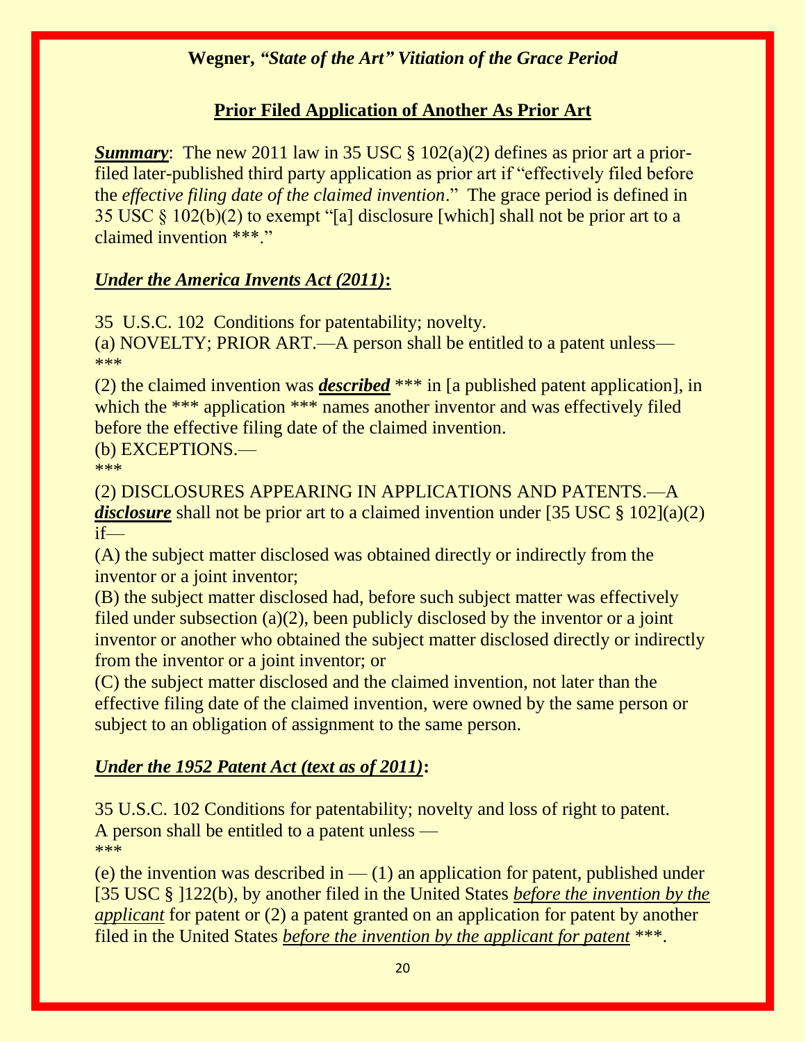## Prior Filed Application of Another As Prior Art

***Summary***: The new 2011 law in 35 USC § 102(a)(2) defines as prior art a prior-filed later-published third party application as prior art if "effectively filed before the *effective filing date of the claimed invention*." The grace period is defined in 35 USC § 102(b)(2) to exempt "[a] disclosure [which] shall not be prior art to a claimed invention ***."

### ***Under the America Invents Act (2011)*:**

35 U.S.C. 102 Conditions for patentability; novelty.
(a) NOVELTY; PRIOR ART.—A person shall be entitled to a patent unless—
***
(2) the claimed invention was ***described*** *** in [a published patent application], in which the *** application *** names another inventor and was effectively filed before the effective filing date of the claimed invention.
(b) EXCEPTIONS.—
***
(2) DISCLOSURES APPEARING IN APPLICATIONS AND PATENTS.—A ***disclosure*** shall not be prior art to a claimed invention under [35 USC § 102](a)(2) if—
(A) the subject matter disclosed was obtained directly or indirectly from the inventor or a joint inventor;
(B) the subject matter disclosed had, before such subject matter was effectively filed under subsection (a)(2), been publicly disclosed by the inventor or a joint inventor or another who obtained the subject matter disclosed directly or indirectly from the inventor or a joint inventor; or
(C) the subject matter disclosed and the claimed invention, not later than the effective filing date of the claimed invention, were owned by the same person or subject to an obligation of assignment to the same person.

### ***Under the 1952 Patent Act (text as of 2011)*:**

35 U.S.C. 102 Conditions for patentability; novelty and loss of right to patent.
A person shall be entitled to a patent unless —
***
(e) the invention was described in — (1) an application for patent, published under [35 USC § ]122(b), by another filed in the United States *before the invention by the applicant* for patent or (2) a patent granted on an application for patent by another filed in the United States *before the invention by the applicant for patent* ***.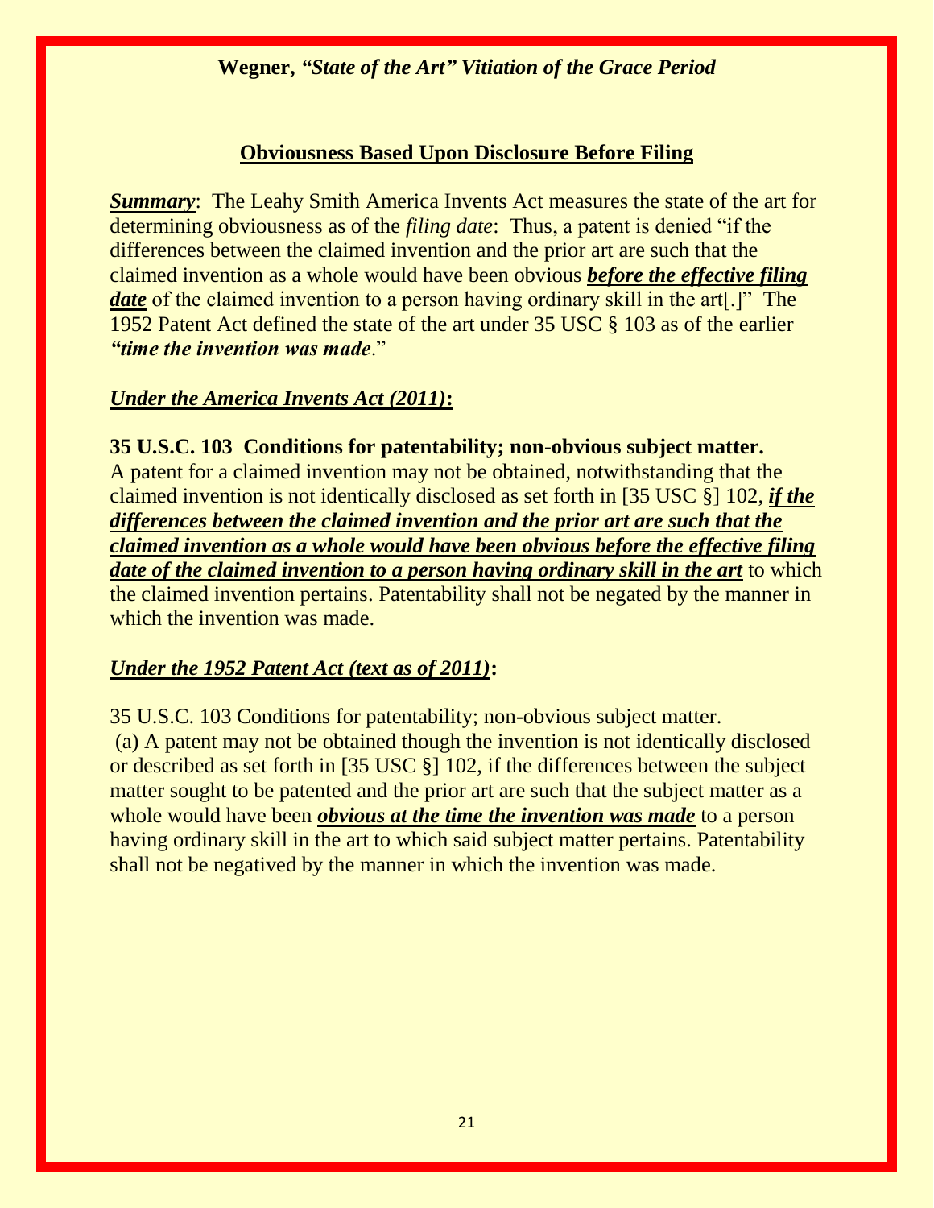## Obviousness Based Upon Disclosure Before Filing

***Summary***: The Leahy Smith America Invents Act measures the state of the art for determining obviousness as of the *filing date*: Thus, a patent is denied "if the differences between the claimed invention and the prior art are such that the claimed invention as a whole would have been obvious ***before the effective filing date*** of the claimed invention to a person having ordinary skill in the art[.]" The 1952 Patent Act defined the state of the art under 35 USC § 103 as of the earlier ***"time the invention was made***."

### *Under the America Invents Act (2011)*:

**35 U.S.C. 103 Conditions for patentability; non-obvious subject matter.**
A patent for a claimed invention may not be obtained, notwithstanding that the claimed invention is not identically disclosed as set forth in [35 USC §] 102, ***if the differences between the claimed invention and the prior art are such that the claimed invention as a whole would have been obvious before the effective filing date of the claimed invention to a person having ordinary skill in the art*** to which the claimed invention pertains. Patentability shall not be negated by the manner in which the invention was made.

### *Under the 1952 Patent Act (text as of 2011)*:

35 U.S.C. 103 Conditions for patentability; non-obvious subject matter.
(a) A patent may not be obtained though the invention is not identically disclosed or described as set forth in [35 USC §] 102, if the differences between the subject matter sought to be patented and the prior art are such that the subject matter as a whole would have been ***obvious at the time the invention was made*** to a person having ordinary skill in the art to which said subject matter pertains. Patentability shall not be negatived by the manner in which the invention was made.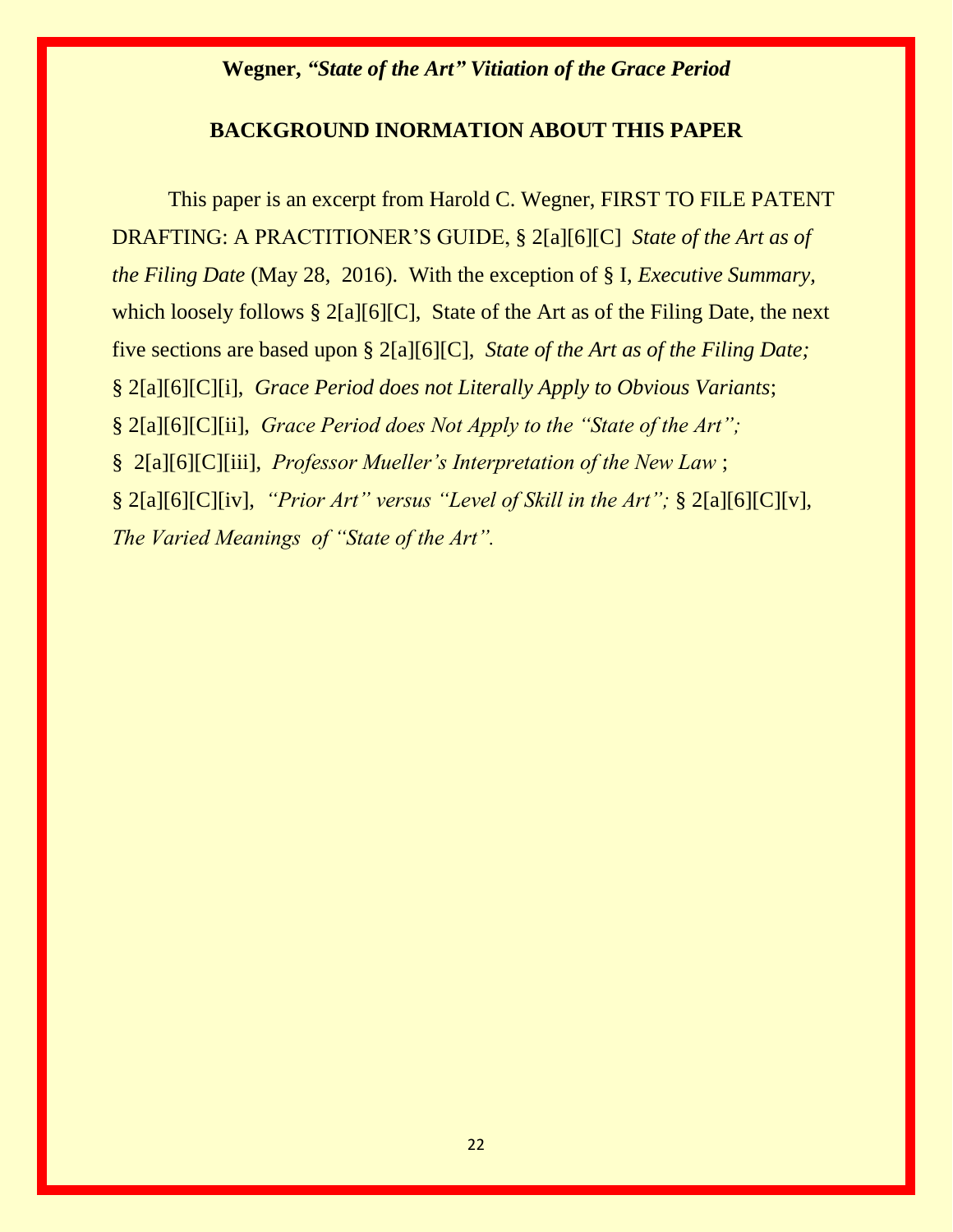## BACKGROUND INORMATION ABOUT THIS PAPER

This paper is an excerpt from Harold C. Wegner, FIRST TO FILE PATENT DRAFTING: A PRACTITIONER'S GUIDE, § 2[a][6][C] *State of the Art as of the Filing Date* (May 28, 2016). With the exception of § I, *Executive Summary,* which loosely follows § 2[a][6][C], State of the Art as of the Filing Date, the next five sections are based upon § 2[a][6][C], *State of the Art as of the Filing Date;* § 2[a][6][C][i], *Grace Period does not Literally Apply to Obvious Variants*; § 2[a][6][C][ii], *Grace Period does Not Apply to the "State of the Art";* § 2[a][6][C][iii], *Professor Mueller's Interpretation of the New Law* ; § 2[a][6][C][iv], *"Prior Art" versus "Level of Skill in the Art";* § 2[a][6][C][v], *The Varied Meanings of "State of the Art".*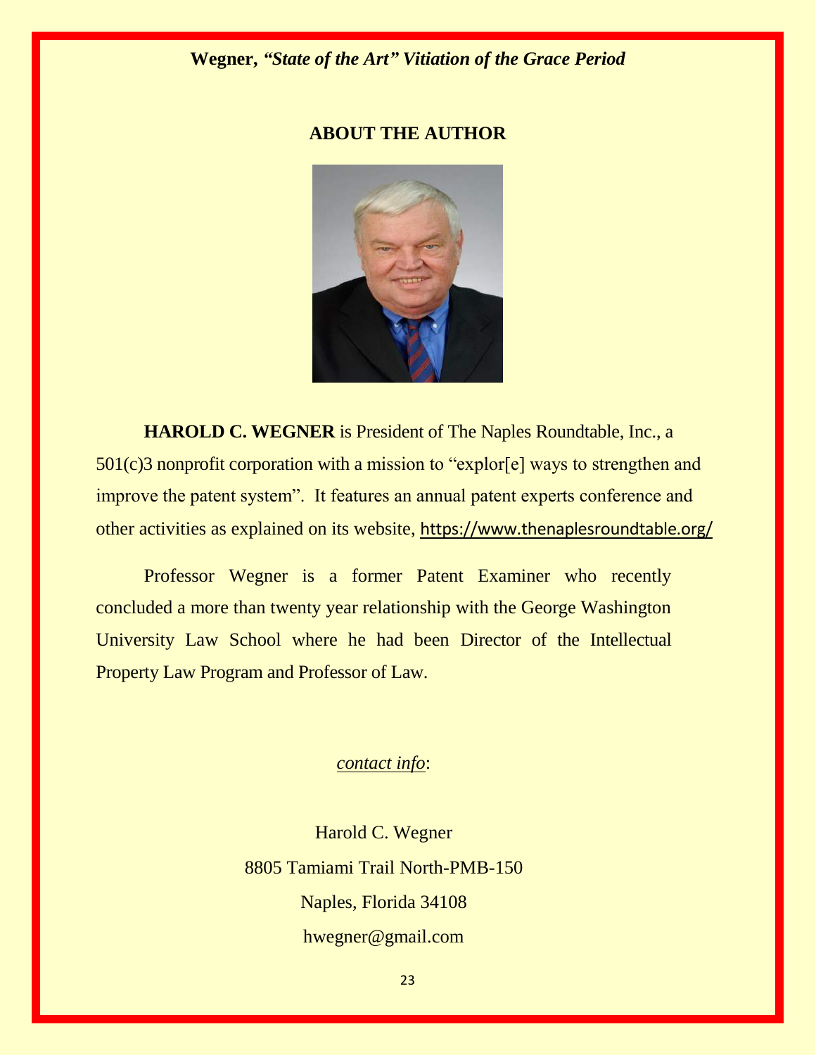## ABOUT THE AUTHOR

**HAROLD C. WEGNER** is President of The Naples Roundtable, Inc., a 501(c)3 nonprofit corporation with a mission to "explor[e] ways to strengthen and improve the patent system". It features an annual patent experts conference and other activities as explained on its website, https://www.thenaplesroundtable.org/

Professor Wegner is a former Patent Examiner who recently concluded a more than twenty year relationship with the George Washington University Law School where he had been Director of the Intellectual Property Law Program and Professor of Law.

*contact info*:

Harold C. Wegner
8805 Tamiami Trail North-PMB-150
Naples, Florida 34108
hwegner@gmail.com